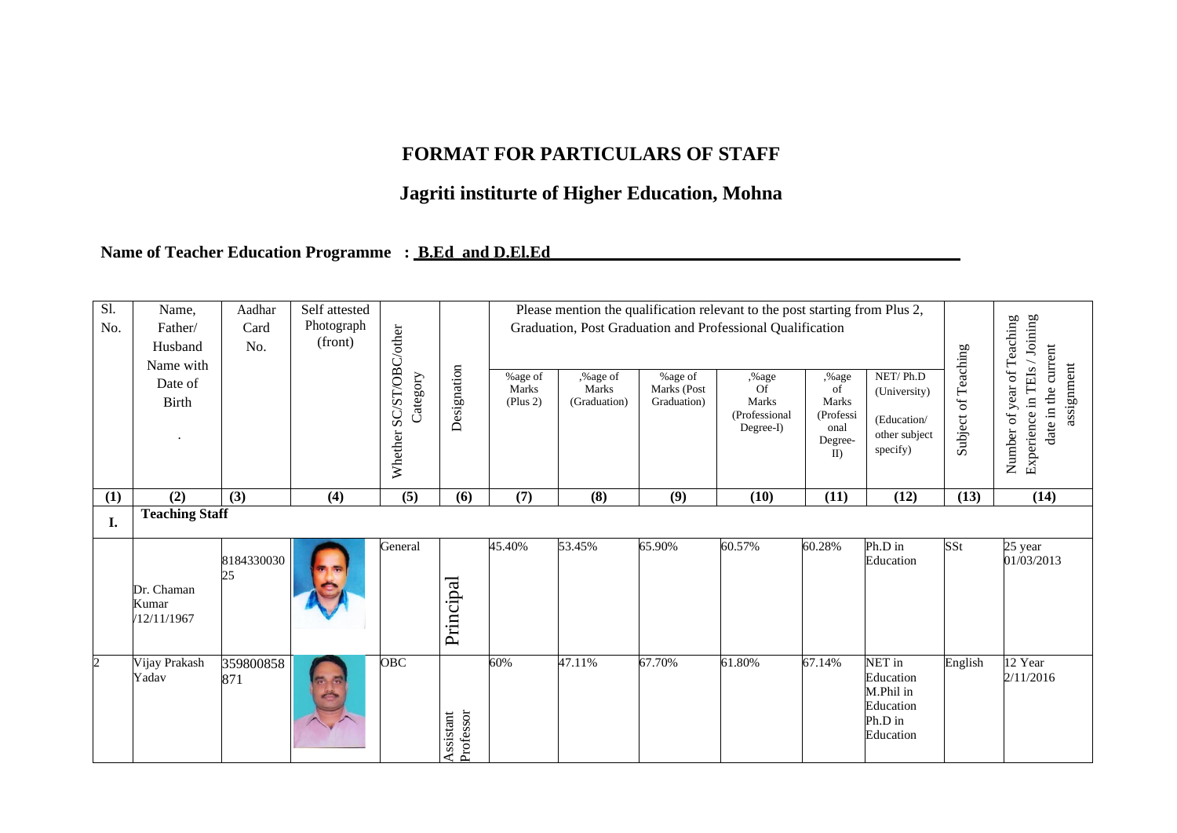# FORMAT FOR PARTICULARS OF STAFF

## Jagriti insititurte of Higher Education, Mohna

**Name of Teacher Education Programme : B.Ed and D.El.Ed**

| Sl. No. | Name, Father/ Husband Name with Date of Birth | Aadhar Card No. | Self attested Photograph (front) | Whether SC/ST/OBC/other Category | Designation | Please mention the qualification relevant to the post starting from Plus 2, Graduation, Post Graduation and Professional Qualification | | | | | | Subject of Teaching | Number of year of Teaching Experience in TEIs / Joining date in the current assignment |
|---|---|---|---|---|---|---|---|---|---|---|---|---|---|
| | | | | | | %age of Marks (Plus 2) | ,%age of Marks (Graduation) | %age of Marks (Post Graduation) | ,%age Of Marks (Professional Degree-I) | ,%age of Marks (Professional Degree-II) | NET/ Ph.D (University) (Education/ other subject specify) | | |
| (1) | (2) | (3) | (4) | (5) | (6) | (7) | (8) | (9) | (10) | (11) | (12) | (13) | (14) |
| I. | Teaching Staff | | | | | | | | | | | | |
| | Dr. Chaman Kumar /12/11/1967 | 818433003025 | | General | Principal | 45.40% | 53.45% | 65.90% | 60.57% | 60.28% | Ph.D in Education | SSt | 25 year 01/03/2013 |
| 2 | Vijay Prakash Yadav | 359800858871 | | OBC | Assistant Professor | 60% | 47.11% | 67.70% | 61.80% | 67.14% | NET in Education M.Phil in Education Ph.D in Education | English | 12 Year 2/11/2016 |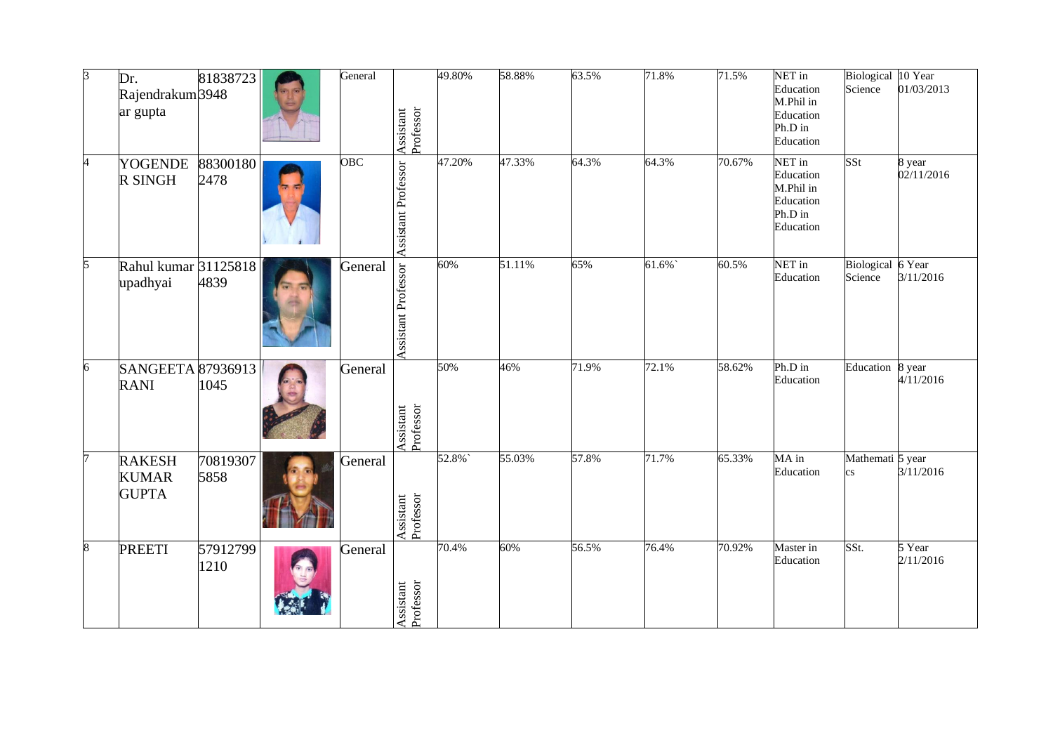| 3 | Dr. Rajendrakumar gupta | 818387233948 | | General | Assistant Professor | 49.80% | 58.88% | 63.5% | 71.8% | 71.5% | NET in Education M.Phil in Education Ph.D in Education | Biological Science | 10 Year 01/03/2013 |
|---|---|---|---|---|---|---|---|---|---|---|---|---|---|
| 4 | YOGENDER SINGH | 883001802478 | | OBC | Assistant Professor | 47.20% | 47.33% | 64.3% | 64.3% | 70.67% | NET in Education M.Phil in Education Ph.D in Education | SSt | 8 year 02/11/2016 |
| 5 | Rahul kumar upadhyai | 311258184839 | | General | Assistant Professor | 60% | 51.11% | 65% | 61.6%` | 60.5% | NET in Education | Biological Science | 6 Year 3/11/2016 |
| 6 | SANGEETA RANI | 879369131045 | | General | Assistant Professor | 50% | 46% | 71.9% | 72.1% | 58.62% | Ph.D in Education | Education | 8 year 4/11/2016 |
| 7 | RAKESH KUMAR GUPTA | 708193075858 | | General | Assistant Professor | 52.8%` | 55.03% | 57.8% | 71.7% | 65.33% | MA in Education | Mathematics | 5 year 3/11/2016 |
| 8 | PREETI | 579127991210 | | General | Assistant Professor | 70.4% | 60% | 56.5% | 76.4% | 70.92% | Master in Education | SSt. | 5 Year 2/11/2016 |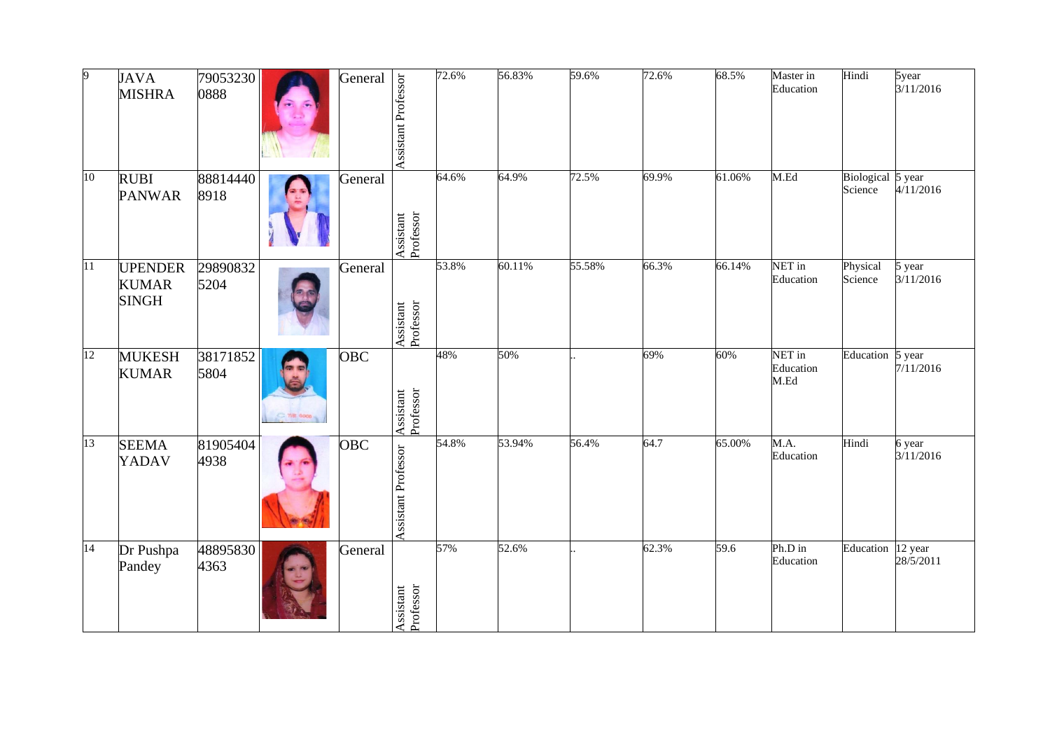| 9 | JAVA MISHRA | 790532300888 | | General | Assistant Professor | 72.6% | 56.83% | 59.6% | 72.6% | 68.5% | Master in Education | Hindi | 5year 3/11/2016 |
|---|---|---|---|---|---|---|---|---|---|---|---|---|---|
| 10 | RUBI PANWAR | 888144408918 | | General | Assistant Professor | 64.6% | 64.9% | 72.5% | 69.9% | 61.06% | M.Ed | Biological Science | 5 year 4/11/2016 |
| 11 | UPENDER KUMAR SINGH | 298908325204 | | General | Assistant Professor | 53.8% | 60.11% | 55.58% | 66.3% | 66.14% | NET in Education | Physical Science | 5 year 3/11/2016 |
| 12 | MUKESH KUMAR | 381718525804 | | OBC | Assistant Professor | 48% | 50% | .. | 69% | 60% | NET in Education M.Ed | Education | 5 year 7/11/2016 |
| 13 | SEEMA YADAV | 819054044938 | | OBC | Assistant Professor | 54.8% | 53.94% | 56.4% | 64.7 | 65.00% | M.A. Education | Hindi | 6 year 3/11/2016 |
| 14 | Dr Pushpa Pandey | 488958304363 | | General | Assistant Professor | 57% | 52.6% | .. | 62.3% | 59.6 | Ph.D in Education | Education | 12 year 28/5/2011 |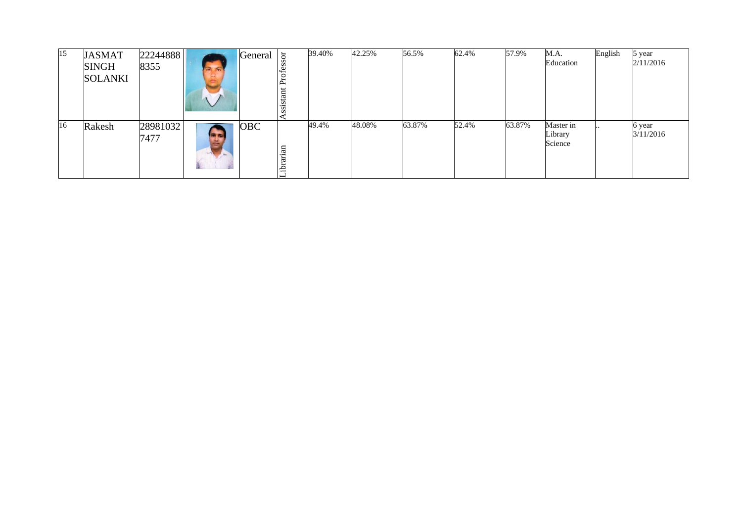| | | | | | | | | | | | | | |
|---|---|---|---|---|---|---|---|---|---|---|---|---|---|
| 15 | JASMAT SINGH SOLANKI | 222448888355 | | General | Assistant Professor | 39.40% | 42.25% | 56.5% | 62.4% | 57.9% | M.A. Education | English | 5 year 2/11/2016 |
| 16 | Rakesh | 289810327477 | | OBC | Librarian | 49.4% | 48.08% | 63.87% | 52.4% | 63.87% | Master in Library Science | .. | 6 year 3/11/2016 |